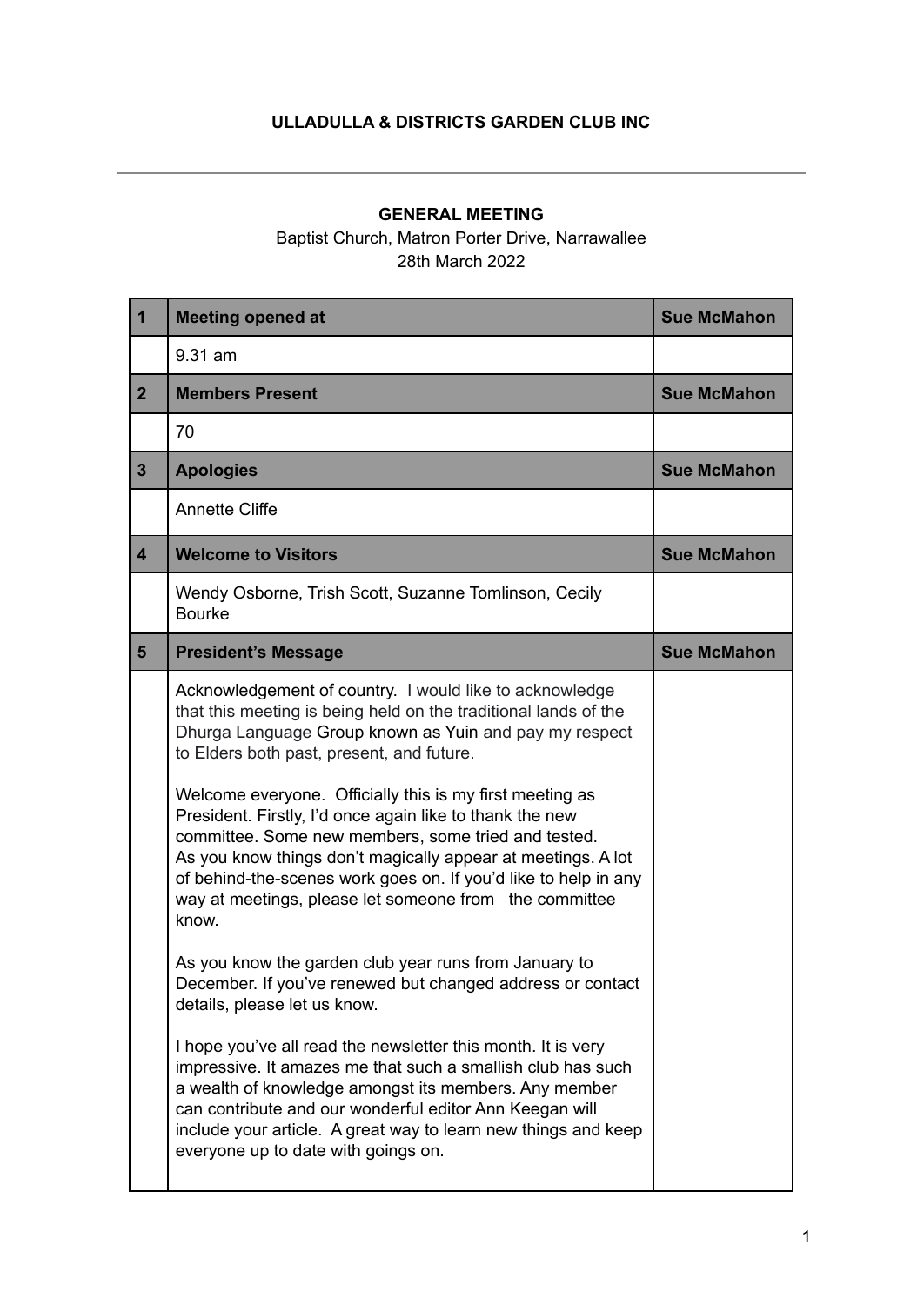**ULLADULLA & DISTRICTS GARDEN CLUB INC**

---

**GENERAL MEETING**

Baptist Church, Matron Porter Drive, Narrawallee

28th March 2022

| 1 | **Meeting opened at** | **Sue McMahon** |
|---|---|---|
| | 9.31 am | |
| **2** | **Members Present** | **Sue McMahon** |
| | 70 | |
| **3** | **Apologies** | **Sue McMahon** |
| | Annette Cliffe | |
| **4** | **Welcome to Visitors** | **Sue McMahon** |
| | Wendy Osborne, Trish Scott, Suzanne Tomlinson, Cecily Bourke | |
| **5** | **President's Message** | **Sue McMahon** |
| | Acknowledgement of country. I would like to acknowledge that this meeting is being held on the traditional lands of the Dhurga Language Group known as Yuin and pay my respect to Elders both past, present, and future.<br><br>Welcome everyone. Officially this is my first meeting as President. Firstly, I'd once again like to thank the new committee. Some new members, some tried and tested. As you know things don't magically appear at meetings. A lot of behind-the-scenes work goes on. If you'd like to help in any way at meetings, please let someone from the committee know.<br><br>As you know the garden club year runs from January to December. If you've renewed but changed address or contact details, please let us know.<br><br>I hope you've all read the newsletter this month. It is very impressive. It amazes me that such a smallish club has such a wealth of knowledge amongst its members. Any member can contribute and our wonderful editor Ann Keegan will include your article. A great way to learn new things and keep everyone up to date with goings on. | |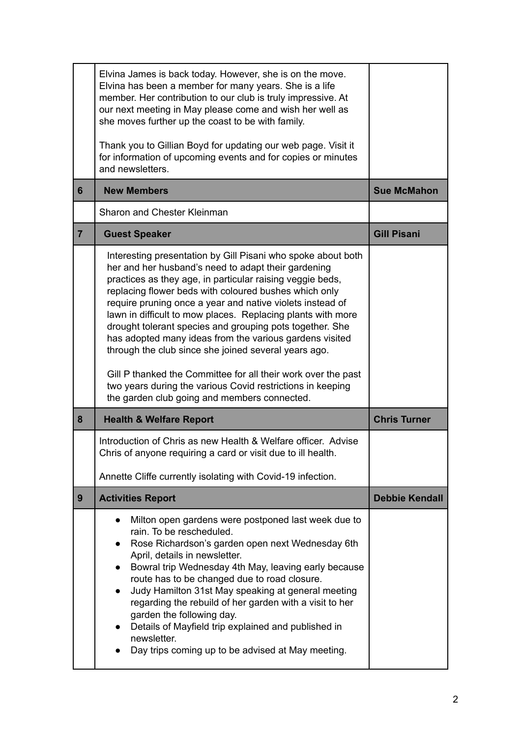| | | |
|---|---|---|
| | Elvina James is back today. However, she is on the move. Elvina has been a member for many years. She is a life member. Her contribution to our club is truly impressive. At our next meeting in May please come and wish her well as she moves further up the coast to be with family.<br><br>Thank you to Gillian Boyd for updating our web page. Visit it for information of upcoming events and for copies or minutes and newsletters. | |
| **6** | **New Members** | **Sue McMahon** |
| | Sharon and Chester Kleinman | |
| **7** | **Guest Speaker** | **Gill Pisani** |
| | Interesting presentation by Gill Pisani who spoke about both her and her husband's need to adapt their gardening practices as they age, in particular raising veggie beds, replacing flower beds with coloured bushes which only require pruning once a year and native violets instead of lawn in difficult to mow places. Replacing plants with more drought tolerant species and grouping pots together. She has adopted many ideas from the various gardens visited through the club since she joined several years ago.<br><br>Gill P thanked the Committee for all their work over the past two years during the various Covid restrictions in keeping the garden club going and members connected. | |
| **8** | **Health & Welfare Report** | **Chris Turner** |
| | Introduction of Chris as new Health & Welfare officer. Advise Chris of anyone requiring a card or visit due to ill health.<br><br>Annette Cliffe currently isolating with Covid-19 infection. | |
| **9** | **Activities Report** | **Debbie Kendall** |
| | • Milton open gardens were postponed last week due to rain. To be rescheduled.<br>• Rose Richardson's garden open next Wednesday 6th April, details in newsletter.<br>• Bowral trip Wednesday 4th May, leaving early because route has to be changed due to road closure.<br>• Judy Hamilton 31st May speaking at general meeting regarding the rebuild of her garden with a visit to her garden the following day.<br>• Details of Mayfield trip explained and published in newsletter.<br>• Day trips coming up to be advised at May meeting. | |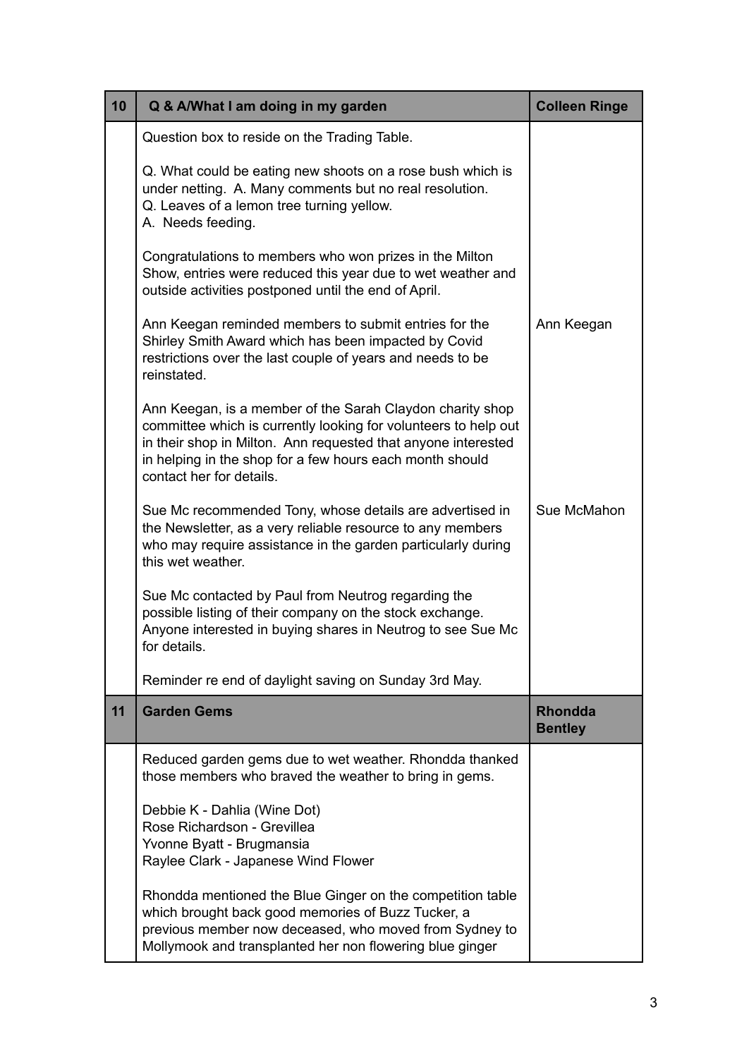| 10 | Q & A/What I am doing in my garden | Colleen Ringe |
|---|---|---|
| | Question box to reside on the Trading Table.<br><br>Q. What could be eating new shoots on a rose bush which is under netting. A. Many comments but no real resolution.<br>Q. Leaves of a lemon tree turning yellow.<br>A. Needs feeding.<br><br>Congratulations to members who won prizes in the Milton Show, entries were reduced this year due to wet weather and outside activities postponed until the end of April. | |
| | Ann Keegan reminded members to submit entries for the Shirley Smith Award which has been impacted by Covid restrictions over the last couple of years and needs to be reinstated.<br><br>Ann Keegan, is a member of the Sarah Claydon charity shop committee which is currently looking for volunteers to help out in their shop in Milton. Ann requested that anyone interested in helping in the shop for a few hours each month should contact her for details. | Ann Keegan |
| | Sue Mc recommended Tony, whose details are advertised in the Newsletter, as a very reliable resource to any members who may require assistance in the garden particularly during this wet weather.<br><br>Sue Mc contacted by Paul from Neutrog regarding the possible listing of their company on the stock exchange. Anyone interested in buying shares in Neutrog to see Sue Mc for details.<br><br>Reminder re end of daylight saving on Sunday 3rd May. | Sue McMahon |
| **11** | **Garden Gems** | **Rhondda Bentley** |
| | Reduced garden gems due to wet weather. Rhondda thanked those members who braved the weather to bring in gems.<br><br>Debbie K - Dahlia (Wine Dot)<br>Rose Richardson - Grevillea<br>Yvonne Byatt - Brugmansia<br>Raylee Clark - Japanese Wind Flower<br><br>Rhondda mentioned the Blue Ginger on the competition table which brought back good memories of Buzz Tucker, a previous member now deceased, who moved from Sydney to Mollymook and transplanted her non flowering blue ginger | |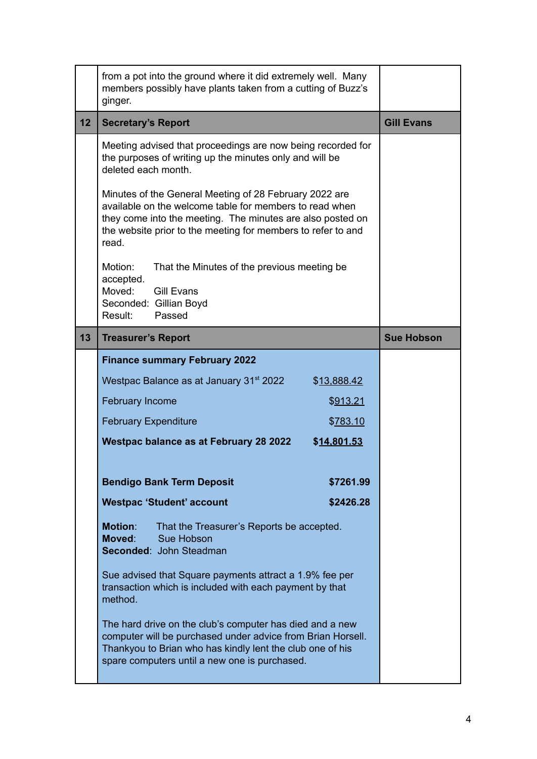| | | |
|---|---|---|
| | from a pot into the ground where it did extremely well. Many members possibly have plants taken from a cutting of Buzz's ginger. | |
| **12** | **Secretary's Report** | **Gill Evans** |
| | Meeting advised that proceedings are now being recorded for the purposes of writing up the minutes only and will be deleted each month.<br><br>Minutes of the General Meeting of 28 February 2022 are available on the welcome table for members to read when they come into the meeting. The minutes are also posted on the website prior to the meeting for members to refer to and read.<br><br>Motion: That the Minutes of the previous meeting be accepted.<br>Moved: Gill Evans<br>Seconded: Gillian Boyd<br>Result: Passed | |
| **13** | **Treasurer's Report** | **Sue Hobson** |
| | **Finance summary February 2022**<br><br>Westpac Balance as at January 31st 2022 — $13,888.42<br>February Income — $913.21<br>February Expenditure — $783.10<br>**Westpac balance as at February 28 2022 — $14,801.53**<br><br>**Bendigo Bank Term Deposit — $7261.99**<br>**Westpac 'Student' account — $2426.28**<br><br>**Motion**: That the Treasurer's Reports be accepted.<br>**Moved**: Sue Hobson<br>**Seconded**: John Steadman<br><br>Sue advised that Square payments attract a 1.9% fee per transaction which is included with each payment by that method.<br><br>The hard drive on the club's computer has died and a new computer will be purchased under advice from Brian Horsell. Thankyou to Brian who has kindly lent the club one of his spare computers until a new one is purchased. | |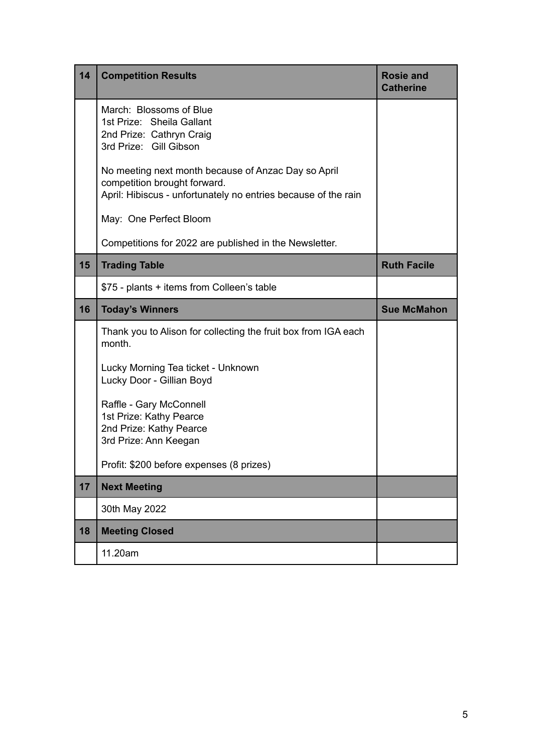| 14 | **Competition Results** | **Rosie and Catherine** |
|---|---|---|
| | March: Blossoms of Blue<br>1st Prize: Sheila Gallant<br>2nd Prize: Cathryn Craig<br>3rd Prize: Gill Gibson<br><br>No meeting next month because of Anzac Day so April competition brought forward.<br>April: Hibiscus - unfortunately no entries because of the rain<br><br>May: One Perfect Bloom<br><br>Competitions for 2022 are published in the Newsletter. | |
| **15** | **Trading Table** | **Ruth Facile** |
| | $75 - plants + items from Colleen's table | |
| **16** | **Today's Winners** | **Sue McMahon** |
| | Thank you to Alison for collecting the fruit box from IGA each month.<br><br>Lucky Morning Tea ticket - Unknown<br>Lucky Door - Gillian Boyd<br><br>Raffle - Gary McConnell<br>1st Prize: Kathy Pearce<br>2nd Prize: Kathy Pearce<br>3rd Prize: Ann Keegan<br><br>Profit: $200 before expenses (8 prizes) | |
| **17** | **Next Meeting** | |
| | 30th May 2022 | |
| **18** | **Meeting Closed** | |
| | 11.20am | |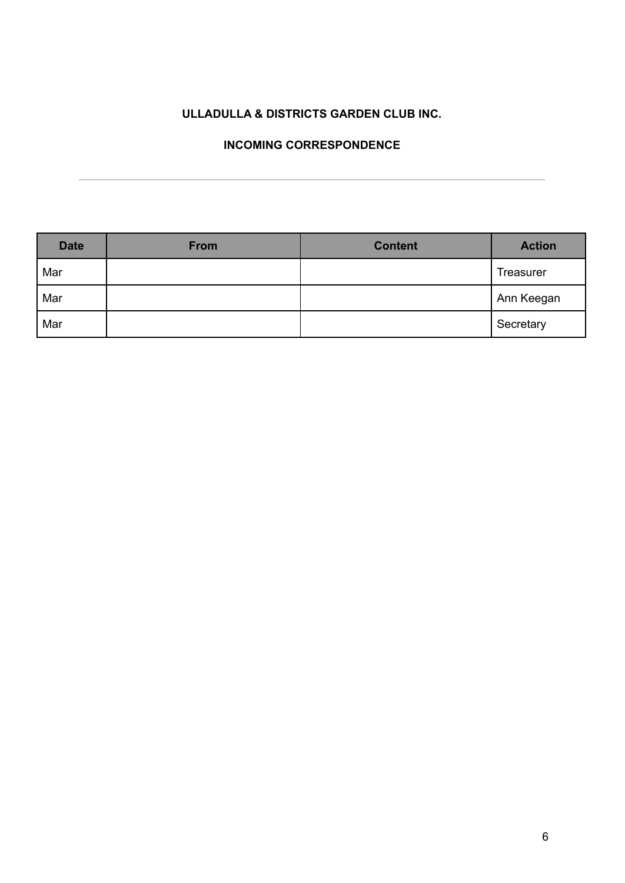**ULLADULLA & DISTRICTS GARDEN CLUB INC.**

**INCOMING CORRESPONDENCE**

---

| Date | From | Content | Action |
|---|---|---|---|
| Mar | | | Treasurer |
| Mar | | | Ann Keegan |
| Mar | | | Secretary |